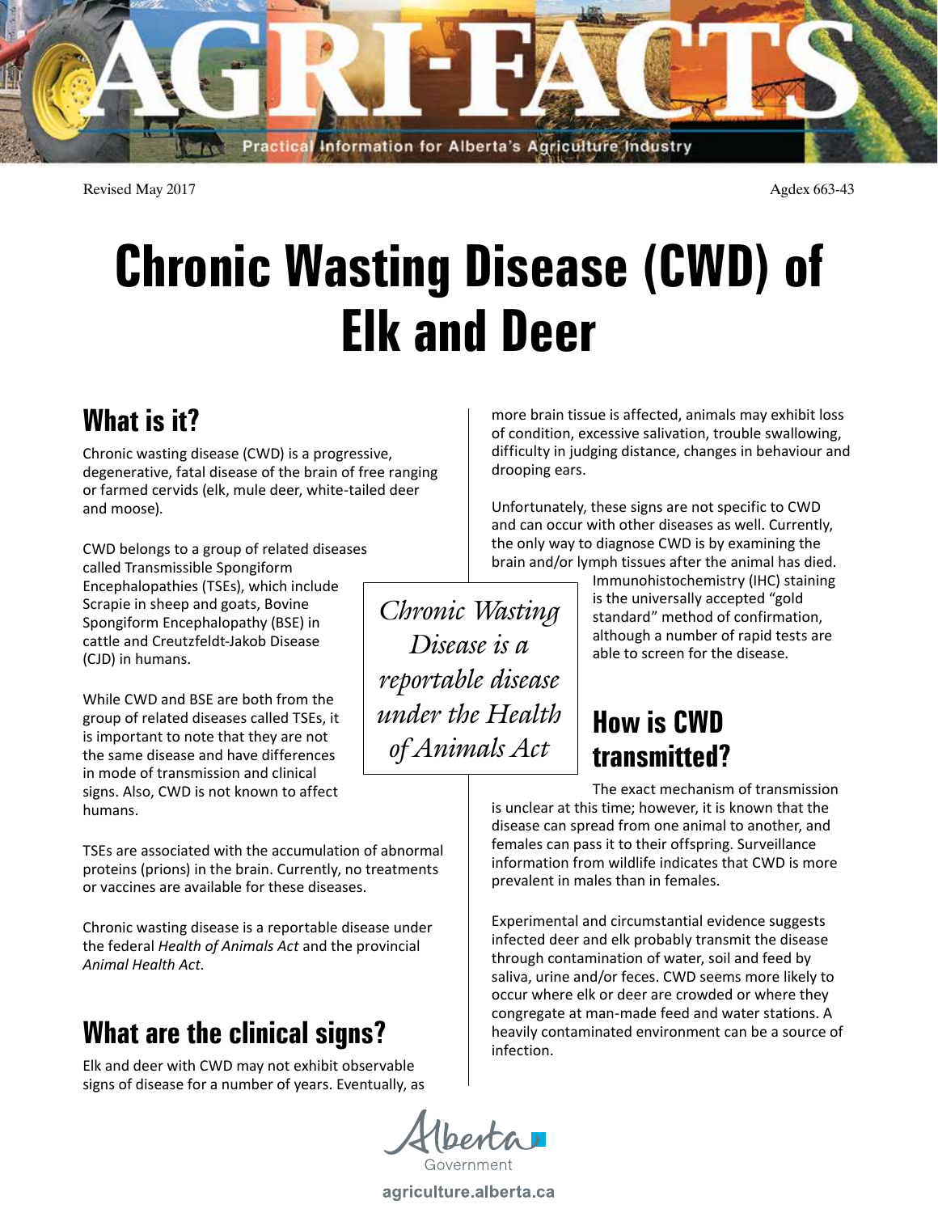Revised May 2017

Agdex 663-43

# Chronic Wasting Disease (CWD) of Elk and Deer

## What is it?

Chronic wasting disease (CWD) is a progressive, degenerative, fatal disease of the brain of free ranging or farmed cervids (elk, mule deer, white-tailed deer and moose).

CWD belongs to a group of related diseases called Transmissible Spongiform Encephalopathies (TSEs), which include Scrapie in sheep and goats, Bovine Spongiform Encephalopathy (BSE) in cattle and Creutzfeldt-Jakob Disease (CJD) in humans.

While CWD and BSE are both from the group of related diseases called TSEs, it is important to note that they are not the same disease and have differences in mode of transmission and clinical signs. Also, CWD is not known to affect humans.

TSEs are associated with the accumulation of abnormal proteins (prions) in the brain. Currently, no treatments or vaccines are available for these diseases.

Chronic wasting disease is a reportable disease under the federal *Health of Animals Act* and the provincial *Animal Health Act*.

*Chronic Wasting Disease is a reportable disease under the Health of Animals Act*

## What are the clinical signs?

Elk and deer with CWD may not exhibit observable signs of disease for a number of years. Eventually, as more brain tissue is affected, animals may exhibit loss of condition, excessive salivation, trouble swallowing, difficulty in judging distance, changes in behaviour and drooping ears.

Unfortunately, these signs are not specific to CWD and can occur with other diseases as well. Currently, the only way to diagnose CWD is by examining the brain and/or lymph tissues after the animal has died. Immunohistochemistry (IHC) staining is the universally accepted "gold standard" method of confirmation, although a number of rapid tests are able to screen for the disease.

## How is CWD transmitted?

The exact mechanism of transmission is unclear at this time; however, it is known that the disease can spread from one animal to another, and females can pass it to their offspring. Surveillance information from wildlife indicates that CWD is more prevalent in males than in females.

Experimental and circumstantial evidence suggests infected deer and elk probably transmit the disease through contamination of water, soil and feed by saliva, urine and/or feces. CWD seems more likely to occur where elk or deer are crowded or where they congregate at man-made feed and water stations. A heavily contaminated environment can be a source of infection.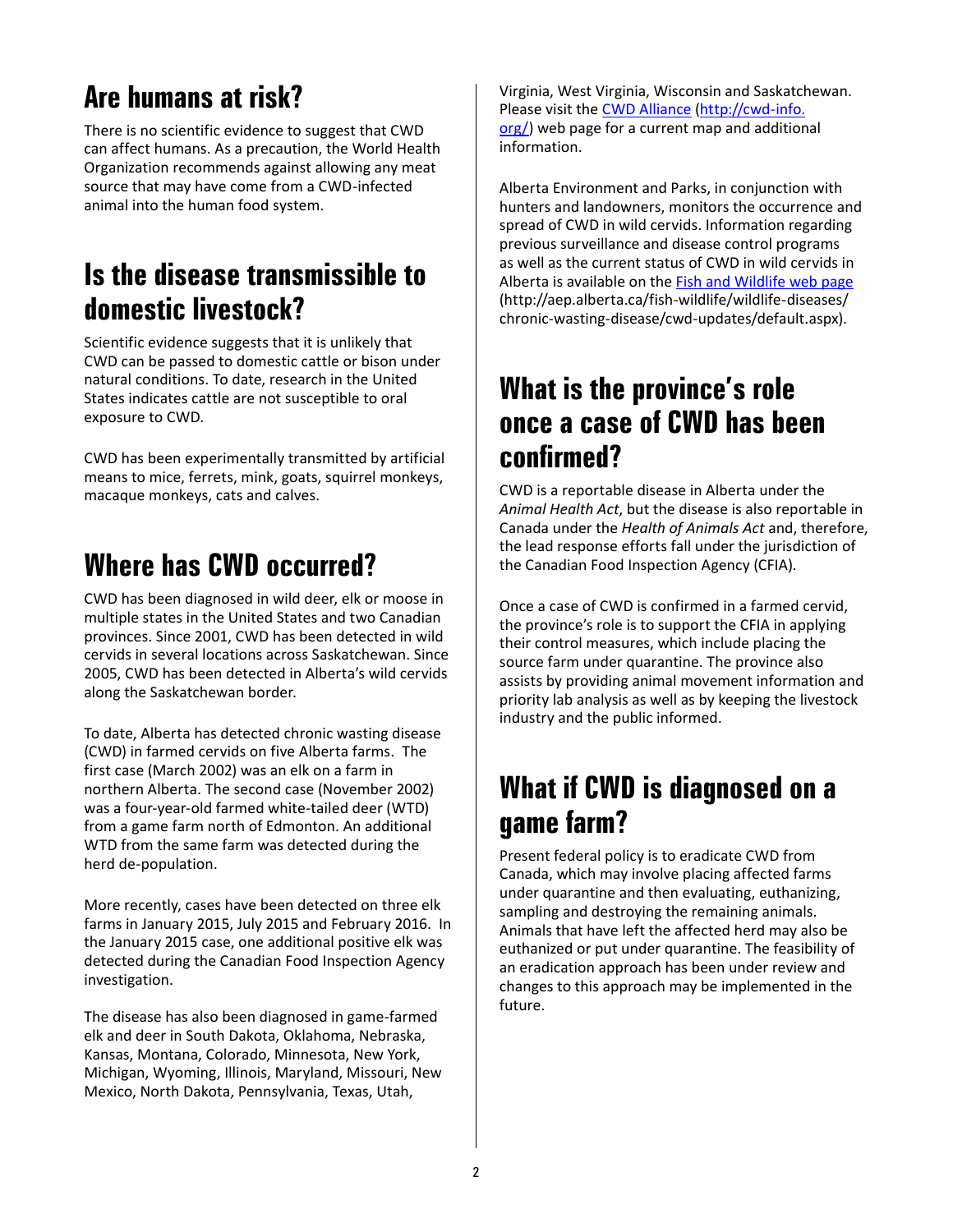## Are humans at risk?

There is no scientific evidence to suggest that CWD can affect humans. As a precaution, the World Health Organization recommends against allowing any meat source that may have come from a CWD-infected animal into the human food system.

## Is the disease transmissible to domestic livestock?

Scientific evidence suggests that it is unlikely that CWD can be passed to domestic cattle or bison under natural conditions. To date, research in the United States indicates cattle are not susceptible to oral exposure to CWD.

CWD has been experimentally transmitted by artificial means to mice, ferrets, mink, goats, squirrel monkeys, macaque monkeys, cats and calves.

## Where has CWD occurred?

CWD has been diagnosed in wild deer, elk or moose in multiple states in the United States and two Canadian provinces. Since 2001, CWD has been detected in wild cervids in several locations across Saskatchewan. Since 2005, CWD has been detected in Alberta's wild cervids along the Saskatchewan border.

To date, Alberta has detected chronic wasting disease (CWD) in farmed cervids on five Alberta farms. The first case (March 2002) was an elk on a farm in northern Alberta. The second case (November 2002) was a four-year-old farmed white-tailed deer (WTD) from a game farm north of Edmonton. An additional WTD from the same farm was detected during the herd de-population.

More recently, cases have been detected on three elk farms in January 2015, July 2015 and February 2016. In the January 2015 case, one additional positive elk was detected during the Canadian Food Inspection Agency investigation.

The disease has also been diagnosed in game-farmed elk and deer in South Dakota, Oklahoma, Nebraska, Kansas, Montana, Colorado, Minnesota, New York, Michigan, Wyoming, Illinois, Maryland, Missouri, New Mexico, North Dakota, Pennsylvania, Texas, Utah, Virginia, West Virginia, Wisconsin and Saskatchewan. Please visit the [CWD Alliance](http://cwd-info.org/) ([http://cwd-info.org/](http://cwd-info.org/)) web page for a current map and additional information.

Alberta Environment and Parks, in conjunction with hunters and landowners, monitors the occurrence and spread of CWD in wild cervids. Information regarding previous surveillance and disease control programs as well as the current status of CWD in wild cervids in Alberta is available on the [Fish and Wildlife web page](http://aep.alberta.ca/fish-wildlife/wildlife-diseases/chronic-wasting-disease/cwd-updates/default.aspx) (http://aep.alberta.ca/fish-wildlife/wildlife-diseases/chronic-wasting-disease/cwd-updates/default.aspx).

## What is the province's role once a case of CWD has been confirmed?

CWD is a reportable disease in Alberta under the *Animal Health Act*, but the disease is also reportable in Canada under the *Health of Animals Act* and, therefore, the lead response efforts fall under the jurisdiction of the Canadian Food Inspection Agency (CFIA).

Once a case of CWD is confirmed in a farmed cervid, the province's role is to support the CFIA in applying their control measures, which include placing the source farm under quarantine. The province also assists by providing animal movement information and priority lab analysis as well as by keeping the livestock industry and the public informed.

## What if CWD is diagnosed on a game farm?

Present federal policy is to eradicate CWD from Canada, which may involve placing affected farms under quarantine and then evaluating, euthanizing, sampling and destroying the remaining animals. Animals that have left the affected herd may also be euthanized or put under quarantine. The feasibility of an eradication approach has been under review and changes to this approach may be implemented in the future.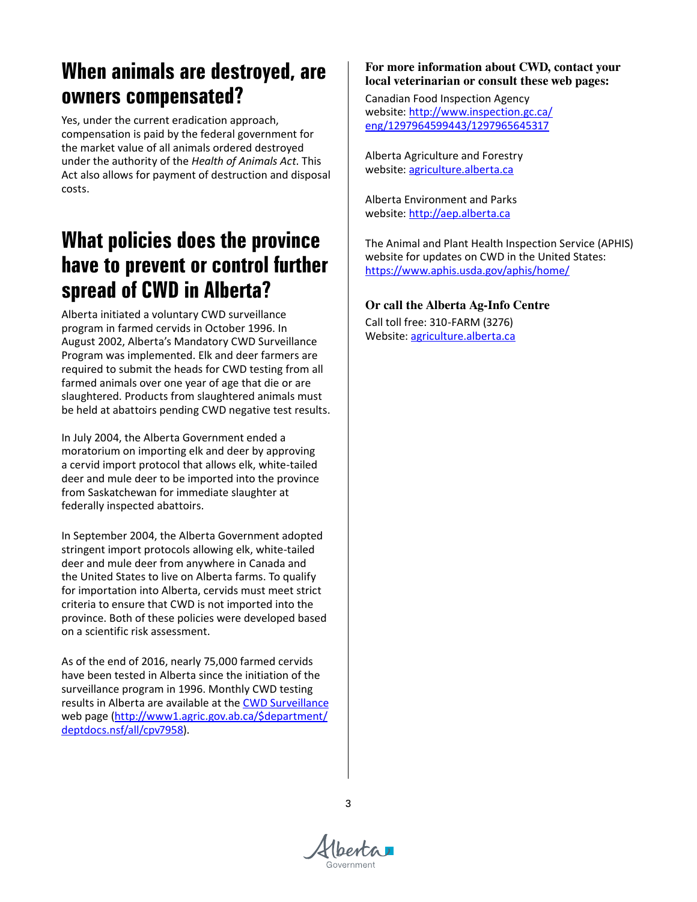## When animals are destroyed, are owners compensated?

Yes, under the current eradication approach, compensation is paid by the federal government for the market value of all animals ordered destroyed under the authority of the *Health of Animals Act*. This Act also allows for payment of destruction and disposal costs.

## What policies does the province have to prevent or control further spread of CWD in Alberta?

Alberta initiated a voluntary CWD surveillance program in farmed cervids in October 1996. In August 2002, Alberta's Mandatory CWD Surveillance Program was implemented. Elk and deer farmers are required to submit the heads for CWD testing from all farmed animals over one year of age that die or are slaughtered. Products from slaughtered animals must be held at abattoirs pending CWD negative test results.

In July 2004, the Alberta Government ended a moratorium on importing elk and deer by approving a cervid import protocol that allows elk, white-tailed deer and mule deer to be imported into the province from Saskatchewan for immediate slaughter at federally inspected abattoirs.

In September 2004, the Alberta Government adopted stringent import protocols allowing elk, white-tailed deer and mule deer from anywhere in Canada and the United States to live on Alberta farms. To qualify for importation into Alberta, cervids must meet strict criteria to ensure that CWD is not imported into the province. Both of these policies were developed based on a scientific risk assessment.

As of the end of 2016, nearly 75,000 farmed cervids have been tested in Alberta since the initiation of the surveillance program in 1996. Monthly CWD testing results in Alberta are available at the [CWD Surveillance](http://www1.agric.gov.ab.ca/$department/deptdocs.nsf/all/cpv7958) web page (http://www1.agric.gov.ab.ca/$department/deptdocs.nsf/all/cpv7958).

**For more information about CWD, contact your local veterinarian or consult these web pages:**

Canadian Food Inspection Agency
website: http://www.inspection.gc.ca/eng/1297964599443/1297965645317

Alberta Agriculture and Forestry
website: agriculture.alberta.ca

Alberta Environment and Parks
website: http://aep.alberta.ca

The Animal and Plant Health Inspection Service (APHIS) website for updates on CWD in the United States: https://www.aphis.usda.gov/aphis/home/

**Or call the Alberta Ag-Info Centre**

Call toll free: 310-FARM (3276)
Website: agriculture.alberta.ca